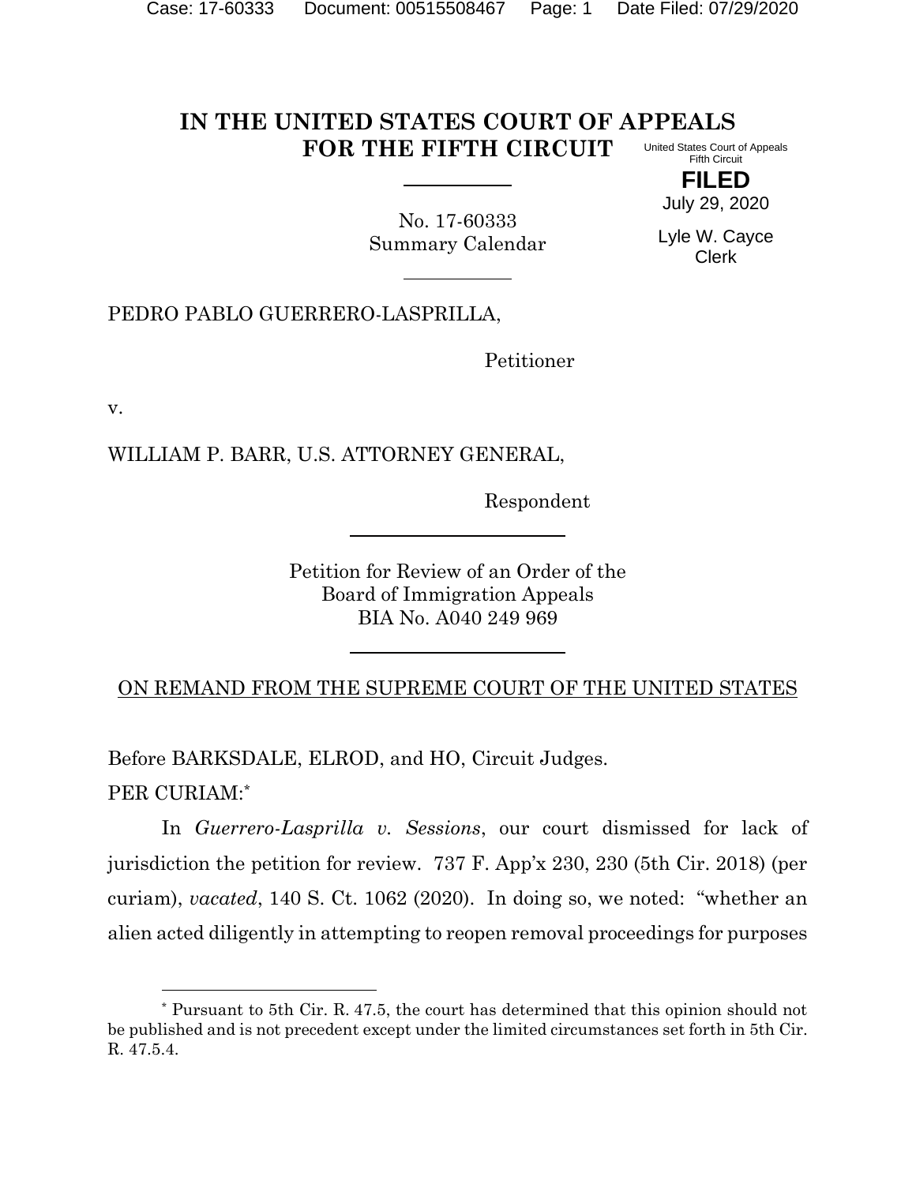# IN THE UNITED STATES COURT OF APPEALS FOR THE FIFTH CIRCUIT

United States Court of Appeals
Fifth Circuit

**FILED**
July 29, 2020

Lyle W. Cayce
Clerk

No. 17-60333
Summary Calendar

PEDRO PABLO GUERRERO-LASPRILLA,

Petitioner

v.

WILLIAM P. BARR, U.S. ATTORNEY GENERAL,

Respondent

Petition for Review of an Order of the
Board of Immigration Appeals
BIA No. A040 249 969

ON REMAND FROM THE SUPREME COURT OF THE UNITED STATES

Before BARKSDALE, ELROD, and HO, Circuit Judges.

PER CURIAM:*

In *Guerrero-Lasprilla v. Sessions*, our court dismissed for lack of jurisdiction the petition for review. 737 F. App'x 230, 230 (5th Cir. 2018) (per curiam), *vacated*, 140 S. Ct. 1062 (2020). In doing so, we noted: "whether an alien acted diligently in attempting to reopen removal proceedings for purposes

---

* Pursuant to 5th Cir. R. 47.5, the court has determined that this opinion should not be published and is not precedent except under the limited circumstances set forth in 5th Cir. R. 47.5.4.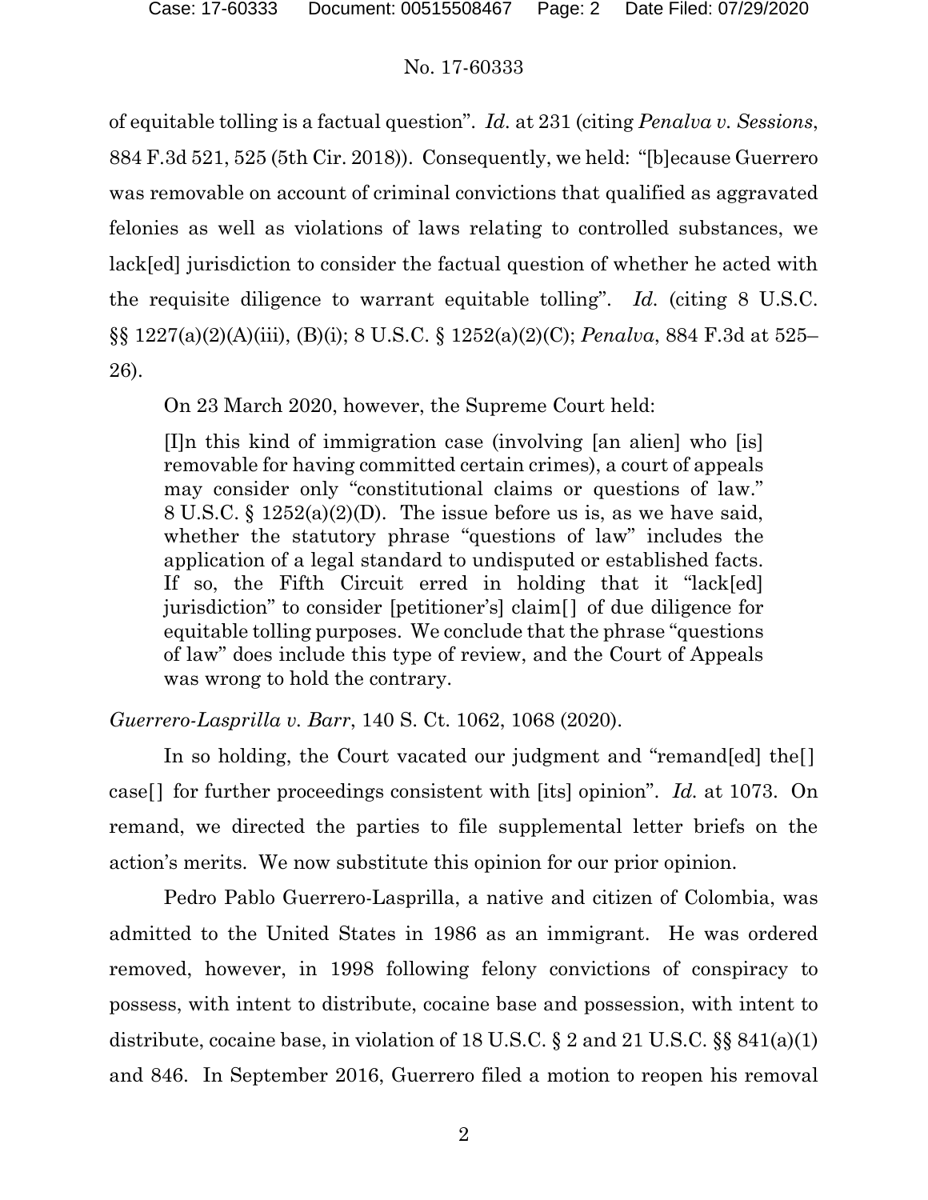of equitable tolling is a factual question". *Id.* at 231 (citing *Penalva v. Sessions*, 884 F.3d 521, 525 (5th Cir. 2018)). Consequently, we held: "[b]ecause Guerrero was removable on account of criminal convictions that qualified as aggravated felonies as well as violations of laws relating to controlled substances, we lack[ed] jurisdiction to consider the factual question of whether he acted with the requisite diligence to warrant equitable tolling". *Id.* (citing 8 U.S.C. §§ 1227(a)(2)(A)(iii), (B)(i); 8 U.S.C. § 1252(a)(2)(C); *Penalva*, 884 F.3d at 525–26).

On 23 March 2020, however, the Supreme Court held:

> [I]n this kind of immigration case (involving [an alien] who [is] removable for having committed certain crimes), a court of appeals may consider only "constitutional claims or questions of law." 8 U.S.C. § 1252(a)(2)(D). The issue before us is, as we have said, whether the statutory phrase "questions of law" includes the application of a legal standard to undisputed or established facts. If so, the Fifth Circuit erred in holding that it "lack[ed] jurisdiction" to consider [petitioner's] claim[] of due diligence for equitable tolling purposes. We conclude that the phrase "questions of law" does include this type of review, and the Court of Appeals was wrong to hold the contrary.

*Guerrero-Lasprilla v. Barr*, 140 S. Ct. 1062, 1068 (2020).

In so holding, the Court vacated our judgment and "remand[ed] the[] case[] for further proceedings consistent with [its] opinion". *Id.* at 1073. On remand, we directed the parties to file supplemental letter briefs on the action's merits. We now substitute this opinion for our prior opinion.

Pedro Pablo Guerrero-Lasprilla, a native and citizen of Colombia, was admitted to the United States in 1986 as an immigrant. He was ordered removed, however, in 1998 following felony convictions of conspiracy to possess, with intent to distribute, cocaine base and possession, with intent to distribute, cocaine base, in violation of 18 U.S.C. § 2 and 21 U.S.C. §§ 841(a)(1) and 846. In September 2016, Guerrero filed a motion to reopen his removal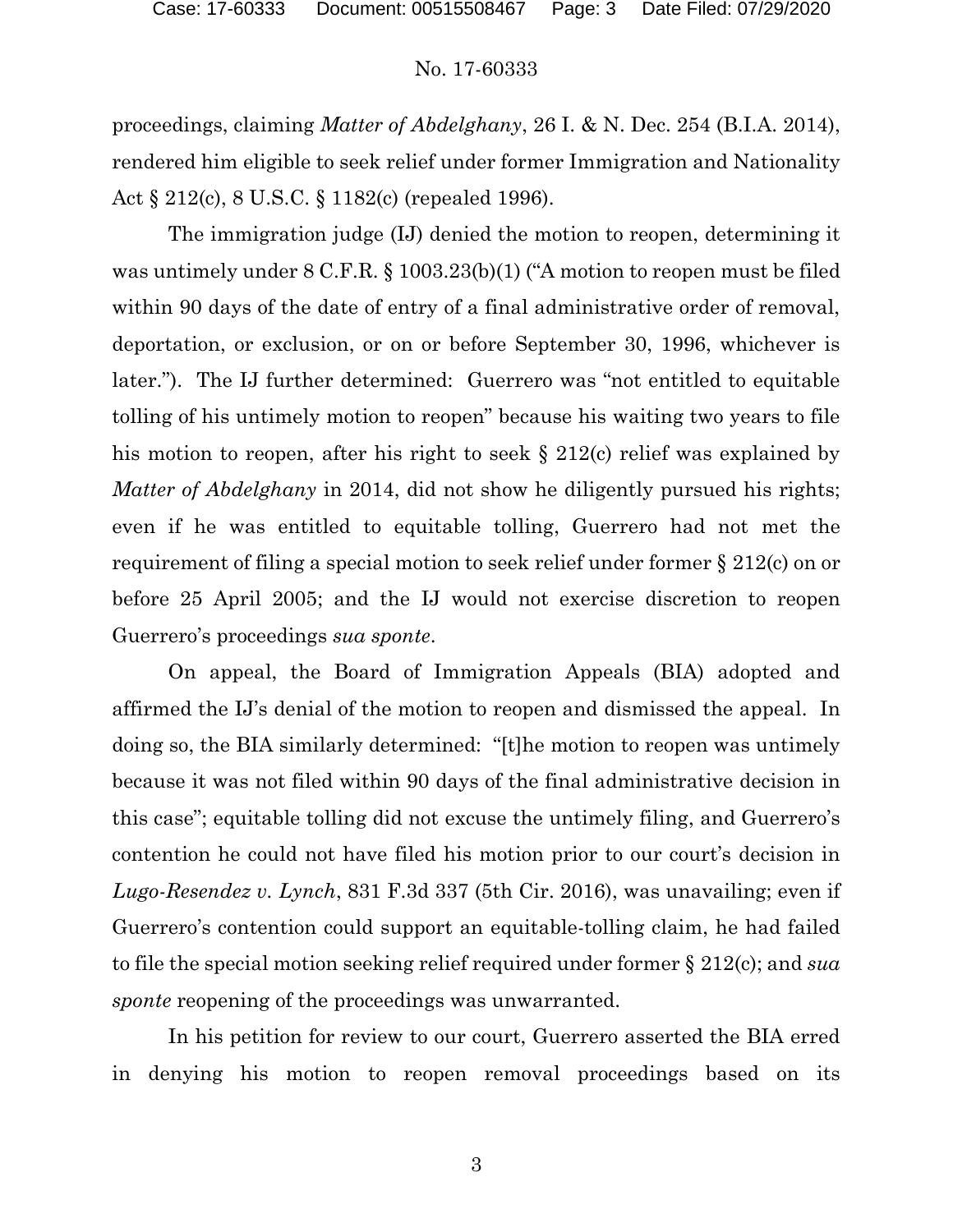proceedings, claiming *Matter of Abdelghany*, 26 I. & N. Dec. 254 (B.I.A. 2014), rendered him eligible to seek relief under former Immigration and Nationality Act § 212(c), 8 U.S.C. § 1182(c) (repealed 1996).

The immigration judge (IJ) denied the motion to reopen, determining it was untimely under 8 C.F.R. § 1003.23(b)(1) ("A motion to reopen must be filed within 90 days of the date of entry of a final administrative order of removal, deportation, or exclusion, or on or before September 30, 1996, whichever is later."). The IJ further determined: Guerrero was "not entitled to equitable tolling of his untimely motion to reopen" because his waiting two years to file his motion to reopen, after his right to seek § 212(c) relief was explained by *Matter of Abdelghany* in 2014, did not show he diligently pursued his rights; even if he was entitled to equitable tolling, Guerrero had not met the requirement of filing a special motion to seek relief under former § 212(c) on or before 25 April 2005; and the IJ would not exercise discretion to reopen Guerrero's proceedings *sua sponte*.

On appeal, the Board of Immigration Appeals (BIA) adopted and affirmed the IJ's denial of the motion to reopen and dismissed the appeal. In doing so, the BIA similarly determined: "[t]he motion to reopen was untimely because it was not filed within 90 days of the final administrative decision in this case"; equitable tolling did not excuse the untimely filing, and Guerrero's contention he could not have filed his motion prior to our court's decision in *Lugo-Resendez v. Lynch*, 831 F.3d 337 (5th Cir. 2016), was unavailing; even if Guerrero's contention could support an equitable-tolling claim, he had failed to file the special motion seeking relief required under former § 212(c); and *sua sponte* reopening of the proceedings was unwarranted.

In his petition for review to our court, Guerrero asserted the BIA erred in denying his motion to reopen removal proceedings based on its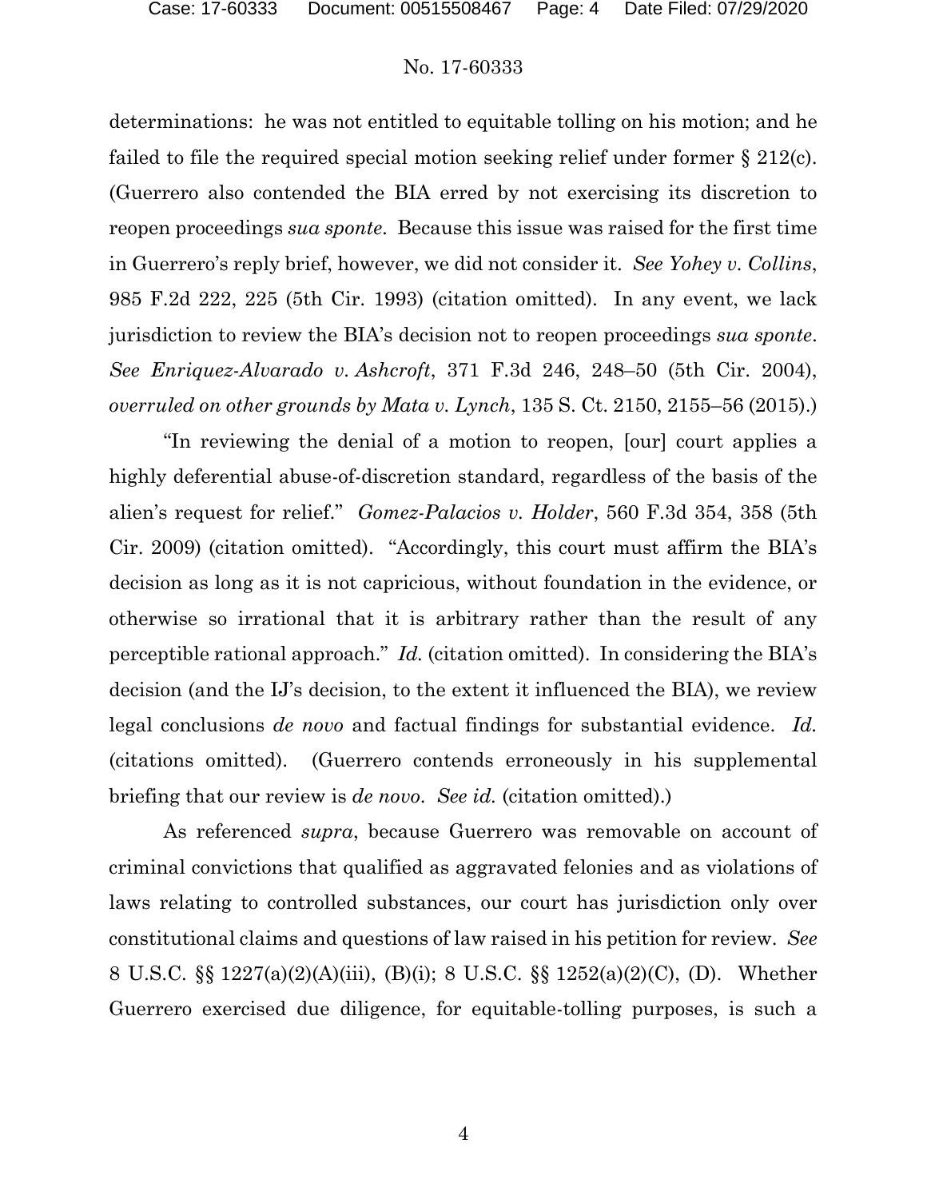determinations: he was not entitled to equitable tolling on his motion; and he failed to file the required special motion seeking relief under former § 212(c). (Guerrero also contended the BIA erred by not exercising its discretion to reopen proceedings *sua sponte*. Because this issue was raised for the first time in Guerrero's reply brief, however, we did not consider it. *See Yohey v. Collins*, 985 F.2d 222, 225 (5th Cir. 1993) (citation omitted). In any event, we lack jurisdiction to review the BIA's decision not to reopen proceedings *sua sponte*. *See Enriquez-Alvarado v. Ashcroft*, 371 F.3d 246, 248–50 (5th Cir. 2004), *overruled on other grounds by Mata v. Lynch*, 135 S. Ct. 2150, 2155–56 (2015).)

"In reviewing the denial of a motion to reopen, [our] court applies a highly deferential abuse-of-discretion standard, regardless of the basis of the alien's request for relief." *Gomez-Palacios v. Holder*, 560 F.3d 354, 358 (5th Cir. 2009) (citation omitted). "Accordingly, this court must affirm the BIA's decision as long as it is not capricious, without foundation in the evidence, or otherwise so irrational that it is arbitrary rather than the result of any perceptible rational approach." *Id.* (citation omitted). In considering the BIA's decision (and the IJ's decision, to the extent it influenced the BIA), we review legal conclusions *de novo* and factual findings for substantial evidence. *Id.* (citations omitted). (Guerrero contends erroneously in his supplemental briefing that our review is *de novo*. *See id.* (citation omitted).)

As referenced *supra*, because Guerrero was removable on account of criminal convictions that qualified as aggravated felonies and as violations of laws relating to controlled substances, our court has jurisdiction only over constitutional claims and questions of law raised in his petition for review. *See* 8 U.S.C. §§ 1227(a)(2)(A)(iii), (B)(i); 8 U.S.C. §§ 1252(a)(2)(C), (D). Whether Guerrero exercised due diligence, for equitable-tolling purposes, is such a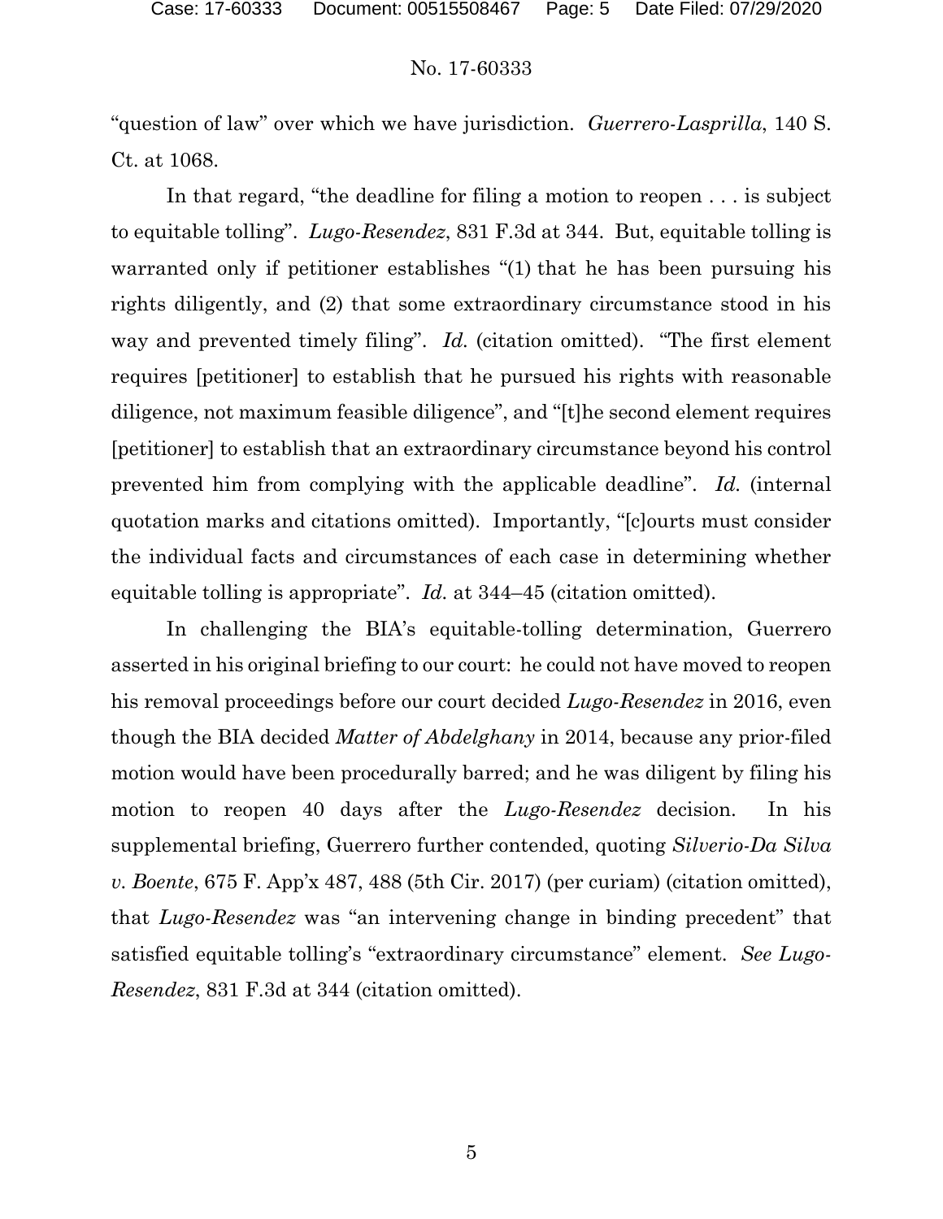"question of law" over which we have jurisdiction. *Guerrero-Lasprilla*, 140 S. Ct. at 1068.

In that regard, "the deadline for filing a motion to reopen . . . is subject to equitable tolling". *Lugo-Resendez*, 831 F.3d at 344. But, equitable tolling is warranted only if petitioner establishes "(1) that he has been pursuing his rights diligently, and (2) that some extraordinary circumstance stood in his way and prevented timely filing". *Id.* (citation omitted). "The first element requires [petitioner] to establish that he pursued his rights with reasonable diligence, not maximum feasible diligence", and "[t]he second element requires [petitioner] to establish that an extraordinary circumstance beyond his control prevented him from complying with the applicable deadline". *Id.* (internal quotation marks and citations omitted). Importantly, "[c]ourts must consider the individual facts and circumstances of each case in determining whether equitable tolling is appropriate". *Id.* at 344–45 (citation omitted).

In challenging the BIA's equitable-tolling determination, Guerrero asserted in his original briefing to our court: he could not have moved to reopen his removal proceedings before our court decided *Lugo-Resendez* in 2016, even though the BIA decided *Matter of Abdelghany* in 2014, because any prior-filed motion would have been procedurally barred; and he was diligent by filing his motion to reopen 40 days after the *Lugo-Resendez* decision. In his supplemental briefing, Guerrero further contended, quoting *Silverio-Da Silva v. Boente*, 675 F. App'x 487, 488 (5th Cir. 2017) (per curiam) (citation omitted), that *Lugo-Resendez* was "an intervening change in binding precedent" that satisfied equitable tolling's "extraordinary circumstance" element. *See Lugo-Resendez*, 831 F.3d at 344 (citation omitted).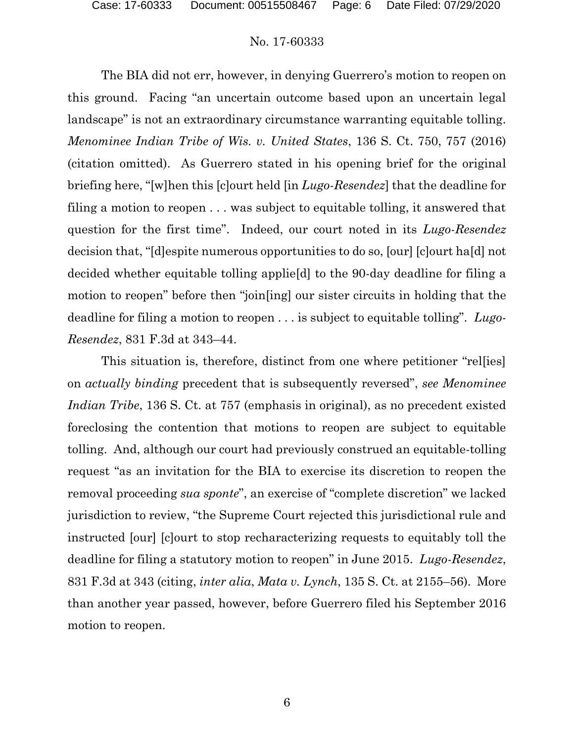The BIA did not err, however, in denying Guerrero's motion to reopen on this ground. Facing "an uncertain outcome based upon an uncertain legal landscape" is not an extraordinary circumstance warranting equitable tolling. *Menominee Indian Tribe of Wis. v. United States*, 136 S. Ct. 750, 757 (2016) (citation omitted). As Guerrero stated in his opening brief for the original briefing here, "[w]hen this [c]ourt held [in *Lugo-Resendez*] that the deadline for filing a motion to reopen . . . was subject to equitable tolling, it answered that question for the first time". Indeed, our court noted in its *Lugo-Resendez* decision that, "[d]espite numerous opportunities to do so, [our] [c]ourt ha[d] not decided whether equitable tolling applie[d] to the 90-day deadline for filing a motion to reopen" before then "join[ing] our sister circuits in holding that the deadline for filing a motion to reopen . . . is subject to equitable tolling". *Lugo-Resendez*, 831 F.3d at 343–44.

This situation is, therefore, distinct from one where petitioner "rel[ies] on *actually binding* precedent that is subsequently reversed", *see Menominee Indian Tribe*, 136 S. Ct. at 757 (emphasis in original), as no precedent existed foreclosing the contention that motions to reopen are subject to equitable tolling. And, although our court had previously construed an equitable-tolling request "as an invitation for the BIA to exercise its discretion to reopen the removal proceeding *sua sponte*", an exercise of "complete discretion" we lacked jurisdiction to review, "the Supreme Court rejected this jurisdictional rule and instructed [our] [c]ourt to stop recharacterizing requests to equitably toll the deadline for filing a statutory motion to reopen" in June 2015. *Lugo-Resendez*, 831 F.3d at 343 (citing, *inter alia*, *Mata v. Lynch*, 135 S. Ct. at 2155–56). More than another year passed, however, before Guerrero filed his September 2016 motion to reopen.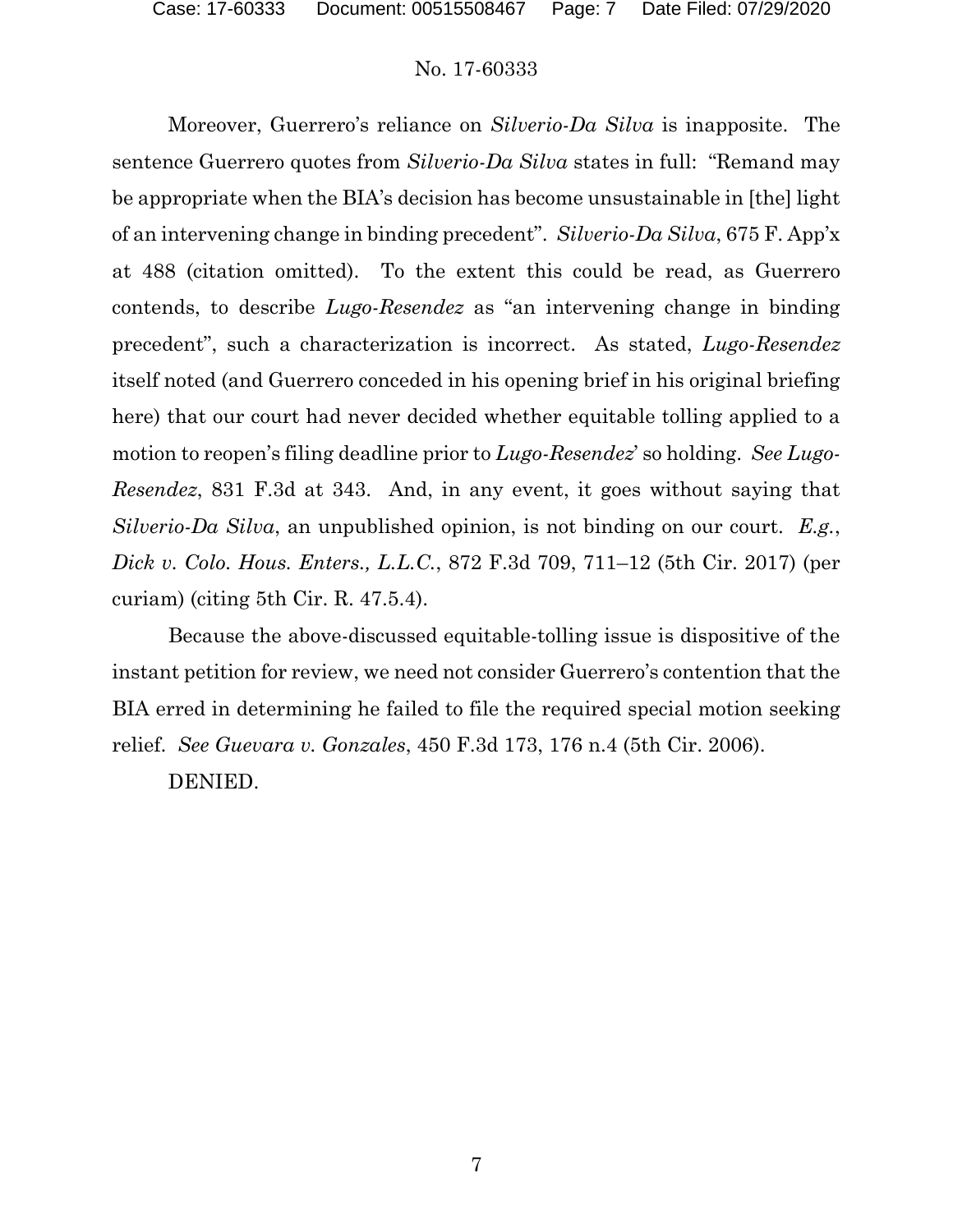Moreover, Guerrero's reliance on *Silverio-Da Silva* is inapposite. The sentence Guerrero quotes from *Silverio-Da Silva* states in full: "Remand may be appropriate when the BIA's decision has become unsustainable in [the] light of an intervening change in binding precedent". *Silverio-Da Silva*, 675 F. App'x at 488 (citation omitted). To the extent this could be read, as Guerrero contends, to describe *Lugo-Resendez* as "an intervening change in binding precedent", such a characterization is incorrect. As stated, *Lugo-Resendez* itself noted (and Guerrero conceded in his opening brief in his original briefing here) that our court had never decided whether equitable tolling applied to a motion to reopen's filing deadline prior to *Lugo-Resendez*' so holding. *See Lugo-Resendez*, 831 F.3d at 343. And, in any event, it goes without saying that *Silverio-Da Silva*, an unpublished opinion, is not binding on our court. *E.g.*, *Dick v. Colo. Hous. Enters., L.L.C.*, 872 F.3d 709, 711–12 (5th Cir. 2017) (per curiam) (citing 5th Cir. R. 47.5.4).

Because the above-discussed equitable-tolling issue is dispositive of the instant petition for review, we need not consider Guerrero's contention that the BIA erred in determining he failed to file the required special motion seeking relief. *See Guevara v. Gonzales*, 450 F.3d 173, 176 n.4 (5th Cir. 2006).

DENIED.